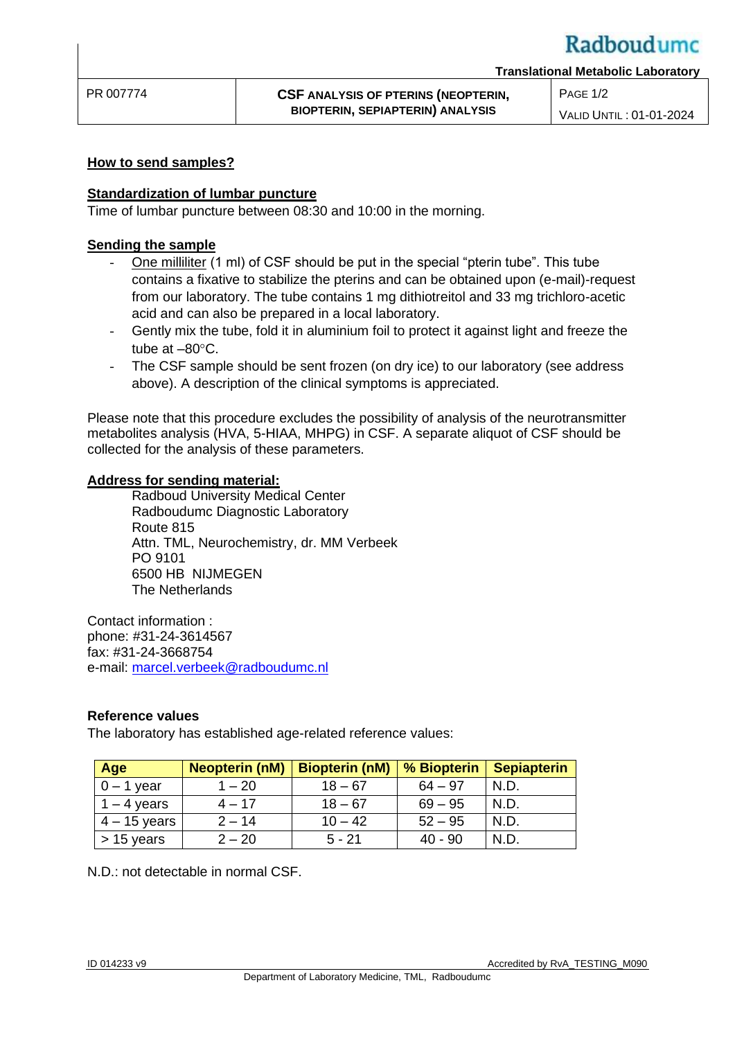| PR 007774 | **CSF ANALYSIS OF PTERINS (NEOPTERIN, BIOPTERIN, SEPIAPTERIN) ANALYSIS** | VALID UNTIL : 01-01-2024 |
|---|---|---|

## How to send samples?

### Standardization of lumbar puncture

Time of lumbar puncture between 08:30 and 10:00 in the morning.

### Sending the sample

- One milliliter (1 ml) of CSF should be put in the special "pterin tube". This tube contains a fixative to stabilize the pterins and can be obtained upon (e-mail)-request from our laboratory. The tube contains 1 mg dithiotreitol and 33 mg trichloro-acetic acid and can also be prepared in a local laboratory.
- Gently mix the tube, fold it in aluminium foil to protect it against light and freeze the tube at –80°C.
- The CSF sample should be sent frozen (on dry ice) to our laboratory (see address above). A description of the clinical symptoms is appreciated.

Please note that this procedure excludes the possibility of analysis of the neurotransmitter metabolites analysis (HVA, 5-HIAA, MHPG) in CSF. A separate aliquot of CSF should be collected for the analysis of these parameters.

### Address for sending material:

Radboud University Medical Center
Radboudumc Diagnostic Laboratory
Route 815
Attn. TML, Neurochemistry, dr. MM Verbeek
PO 9101
6500 HB  NIJMEGEN
The Netherlands

Contact information :
phone: #31-24-3614567
fax: #31-24-3668754
e-mail: marcel.verbeek@radboudumc.nl

### Reference values

The laboratory has established age-related reference values:

| Age | Neopterin (nM) | Biopterin (nM) | % Biopterin | Sepiapterin |
|---|---|---|---|---|
| 0 – 1 year | 1 – 20 | 18 – 67 | 64 – 97 | N.D. |
| 1 – 4 years | 4 – 17 | 18 – 67 | 69 – 95 | N.D. |
| 4 – 15 years | 2 – 14 | 10 – 42 | 52 – 95 | N.D. |
| > 15 years | 2 – 20 | 5 - 21 | 40 - 90 | N.D. |

N.D.: not detectable in normal CSF.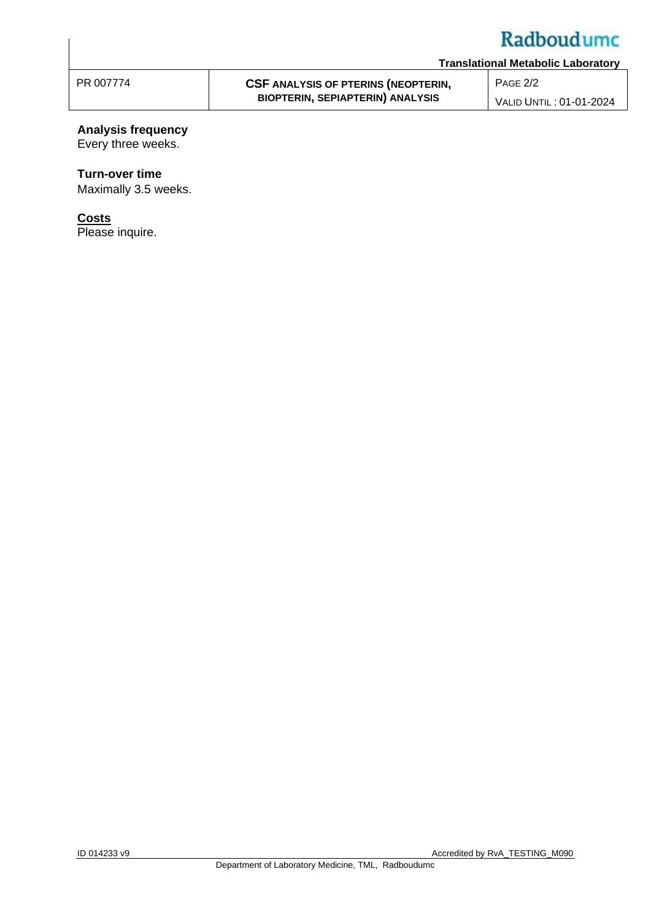**Analysis frequency**
Every three weeks.

**Turn-over time**
Maximally 3.5 weeks.

**Costs**
Please inquire.